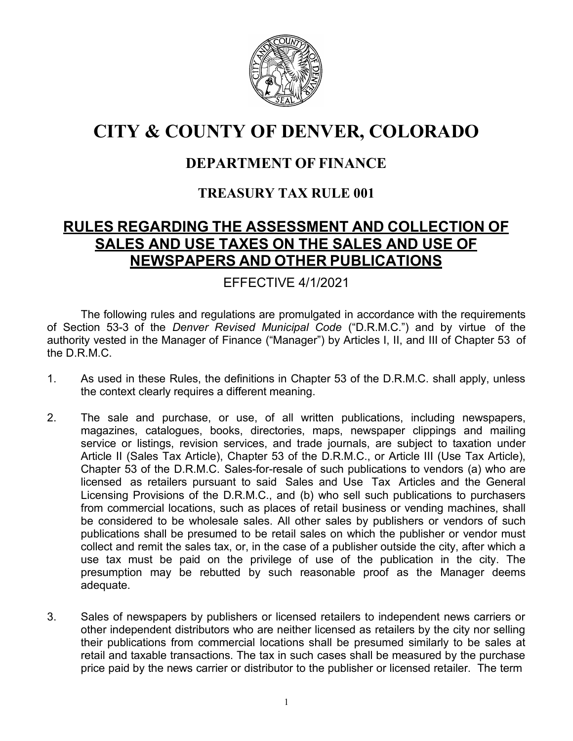# CITY & COUNTY OF DENVER, COLORADO

## DEPARTMENT OF FINANCE

### TREASURY TAX RULE 001

## RULES REGARDING THE ASSESSMENT AND COLLECTION OF SALES AND USE TAXES ON THE SALES AND USE OF NEWSPAPERS AND OTHER PUBLICATIONS

EFFECTIVE 4/1/2021

The following rules and regulations are promulgated in accordance with the requirements of Section 53-3 of the *Denver Revised Municipal Code* ("D.R.M.C.") and by virtue of the authority vested in the Manager of Finance ("Manager") by Articles I, II, and III of Chapter 53 of the D.R.M.C.

1. As used in these Rules, the definitions in Chapter 53 of the D.R.M.C. shall apply, unless the context clearly requires a different meaning.

2. The sale and purchase, or use, of all written publications, including newspapers, magazines, catalogues, books, directories, maps, newspaper clippings and mailing service or listings, revision services, and trade journals, are subject to taxation under Article II (Sales Tax Article), Chapter 53 of the D.R.M.C., or Article III (Use Tax Article), Chapter 53 of the D.R.M.C. Sales-for-resale of such publications to vendors (a) who are licensed as retailers pursuant to said Sales and Use Tax Articles and the General Licensing Provisions of the D.R.M.C., and (b) who sell such publications to purchasers from commercial locations, such as places of retail business or vending machines, shall be considered to be wholesale sales. All other sales by publishers or vendors of such publications shall be presumed to be retail sales on which the publisher or vendor must collect and remit the sales tax, or, in the case of a publisher outside the city, after which a use tax must be paid on the privilege of use of the publication in the city. The presumption may be rebutted by such reasonable proof as the Manager deems adequate.

3. Sales of newspapers by publishers or licensed retailers to independent news carriers or other independent distributors who are neither licensed as retailers by the city nor selling their publications from commercial locations shall be presumed similarly to be sales at retail and taxable transactions. The tax in such cases shall be measured by the purchase price paid by the news carrier or distributor to the publisher or licensed retailer. The term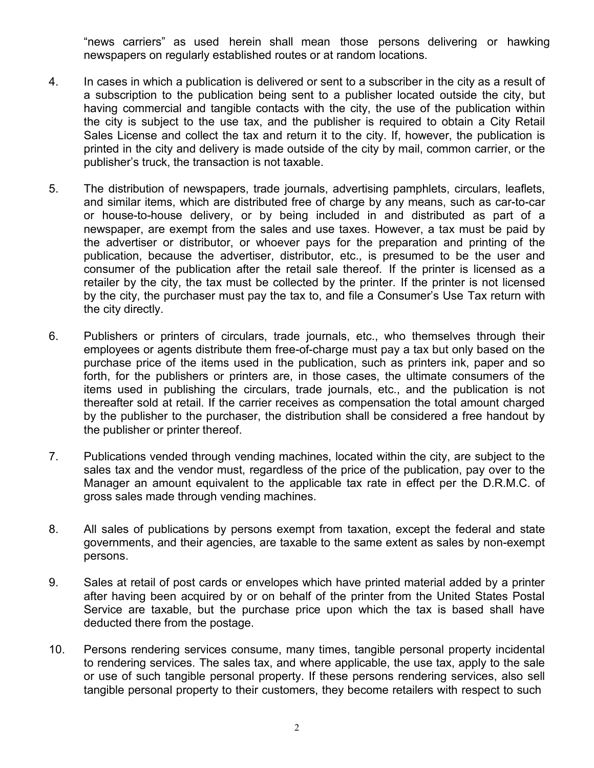"news carriers" as used herein shall mean those persons delivering or hawking newspapers on regularly established routes or at random locations.

4. In cases in which a publication is delivered or sent to a subscriber in the city as a result of a subscription to the publication being sent to a publisher located outside the city, but having commercial and tangible contacts with the city, the use of the publication within the city is subject to the use tax, and the publisher is required to obtain a City Retail Sales License and collect the tax and return it to the city. If, however, the publication is printed in the city and delivery is made outside of the city by mail, common carrier, or the publisher's truck, the transaction is not taxable.

5. The distribution of newspapers, trade journals, advertising pamphlets, circulars, leaflets, and similar items, which are distributed free of charge by any means, such as car-to-car or house-to-house delivery, or by being included in and distributed as part of a newspaper, are exempt from the sales and use taxes. However, a tax must be paid by the advertiser or distributor, or whoever pays for the preparation and printing of the publication, because the advertiser, distributor, etc., is presumed to be the user and consumer of the publication after the retail sale thereof. If the printer is licensed as a retailer by the city, the tax must be collected by the printer. If the printer is not licensed by the city, the purchaser must pay the tax to, and file a Consumer's Use Tax return with the city directly.

6. Publishers or printers of circulars, trade journals, etc., who themselves through their employees or agents distribute them free-of-charge must pay a tax but only based on the purchase price of the items used in the publication, such as printers ink, paper and so forth, for the publishers or printers are, in those cases, the ultimate consumers of the items used in publishing the circulars, trade journals, etc., and the publication is not thereafter sold at retail. If the carrier receives as compensation the total amount charged by the publisher to the purchaser, the distribution shall be considered a free handout by the publisher or printer thereof.

7. Publications vended through vending machines, located within the city, are subject to the sales tax and the vendor must, regardless of the price of the publication, pay over to the Manager an amount equivalent to the applicable tax rate in effect per the D.R.M.C. of gross sales made through vending machines.

8. All sales of publications by persons exempt from taxation, except the federal and state governments, and their agencies, are taxable to the same extent as sales by non-exempt persons.

9. Sales at retail of post cards or envelopes which have printed material added by a printer after having been acquired by or on behalf of the printer from the United States Postal Service are taxable, but the purchase price upon which the tax is based shall have deducted there from the postage.

10. Persons rendering services consume, many times, tangible personal property incidental to rendering services. The sales tax, and where applicable, the use tax, apply to the sale or use of such tangible personal property. If these persons rendering services, also sell tangible personal property to their customers, they become retailers with respect to such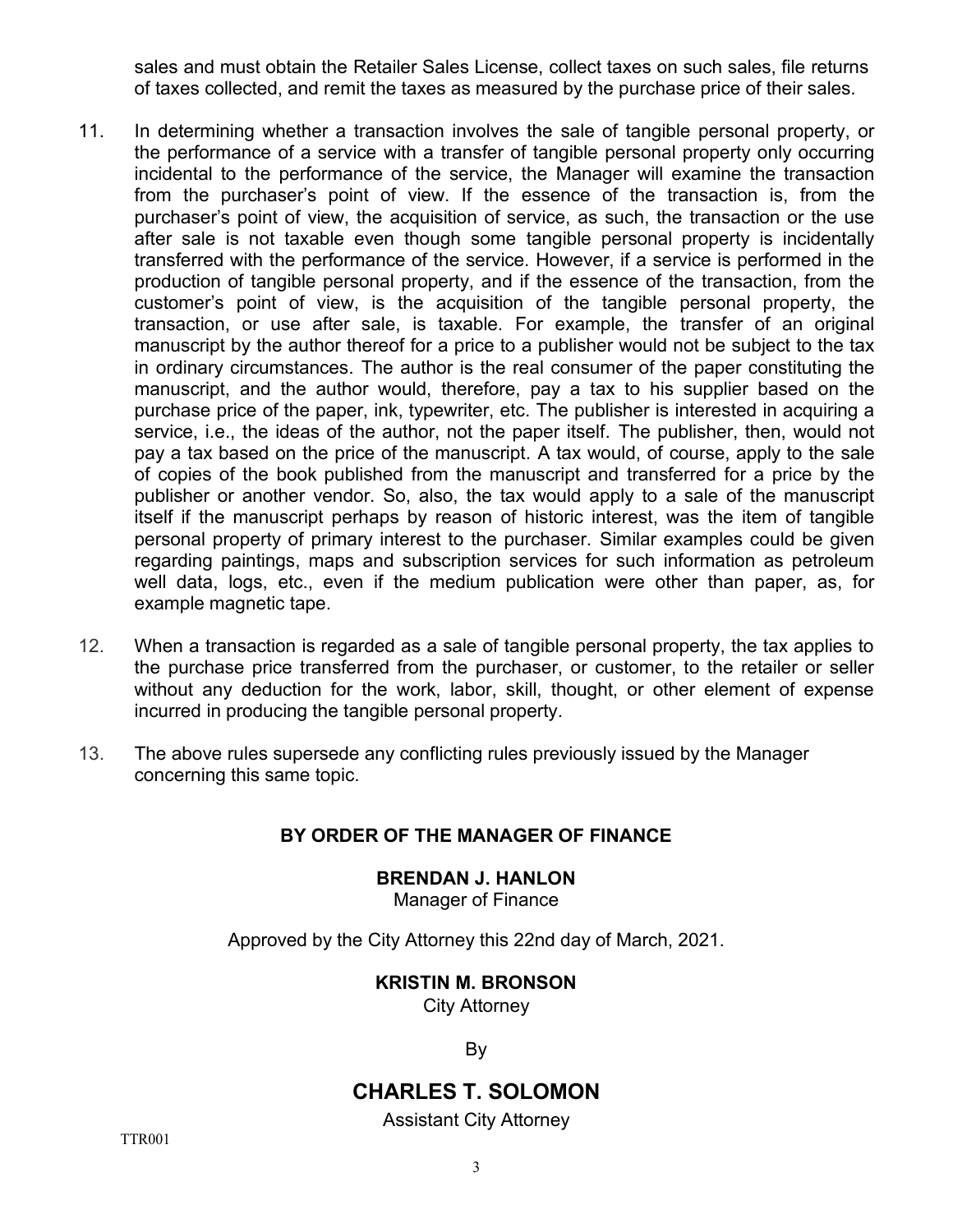sales and must obtain the Retailer Sales License, collect taxes on such sales, file returns of taxes collected, and remit the taxes as measured by the purchase price of their sales.

11. In determining whether a transaction involves the sale of tangible personal property, or the performance of a service with a transfer of tangible personal property only occurring incidental to the performance of the service, the Manager will examine the transaction from the purchaser's point of view. If the essence of the transaction is, from the purchaser's point of view, the acquisition of service, as such, the transaction or the use after sale is not taxable even though some tangible personal property is incidentally transferred with the performance of the service. However, if a service is performed in the production of tangible personal property, and if the essence of the transaction, from the customer's point of view, is the acquisition of the tangible personal property, the transaction, or use after sale, is taxable. For example, the transfer of an original manuscript by the author thereof for a price to a publisher would not be subject to the tax in ordinary circumstances. The author is the real consumer of the paper constituting the manuscript, and the author would, therefore, pay a tax to his supplier based on the purchase price of the paper, ink, typewriter, etc. The publisher is interested in acquiring a service, i.e., the ideas of the author, not the paper itself. The publisher, then, would not pay a tax based on the price of the manuscript. A tax would, of course, apply to the sale of copies of the book published from the manuscript and transferred for a price by the publisher or another vendor. So, also, the tax would apply to a sale of the manuscript itself if the manuscript perhaps by reason of historic interest, was the item of tangible personal property of primary interest to the purchaser. Similar examples could be given regarding paintings, maps and subscription services for such information as petroleum well data, logs, etc., even if the medium publication were other than paper, as, for example magnetic tape.

12. When a transaction is regarded as a sale of tangible personal property, the tax applies to the purchase price transferred from the purchaser, or customer, to the retailer or seller without any deduction for the work, labor, skill, thought, or other element of expense incurred in producing the tangible personal property.

13. The above rules supersede any conflicting rules previously issued by the Manager concerning this same topic.

**BY ORDER OF THE MANAGER OF FINANCE**

**BRENDAN J. HANLON**
Manager of Finance

Approved by the City Attorney this 22nd day of March, 2021.

**KRISTIN M. BRONSON**
City Attorney

By

**CHARLES T. SOLOMON**
Assistant City Attorney

TTR001